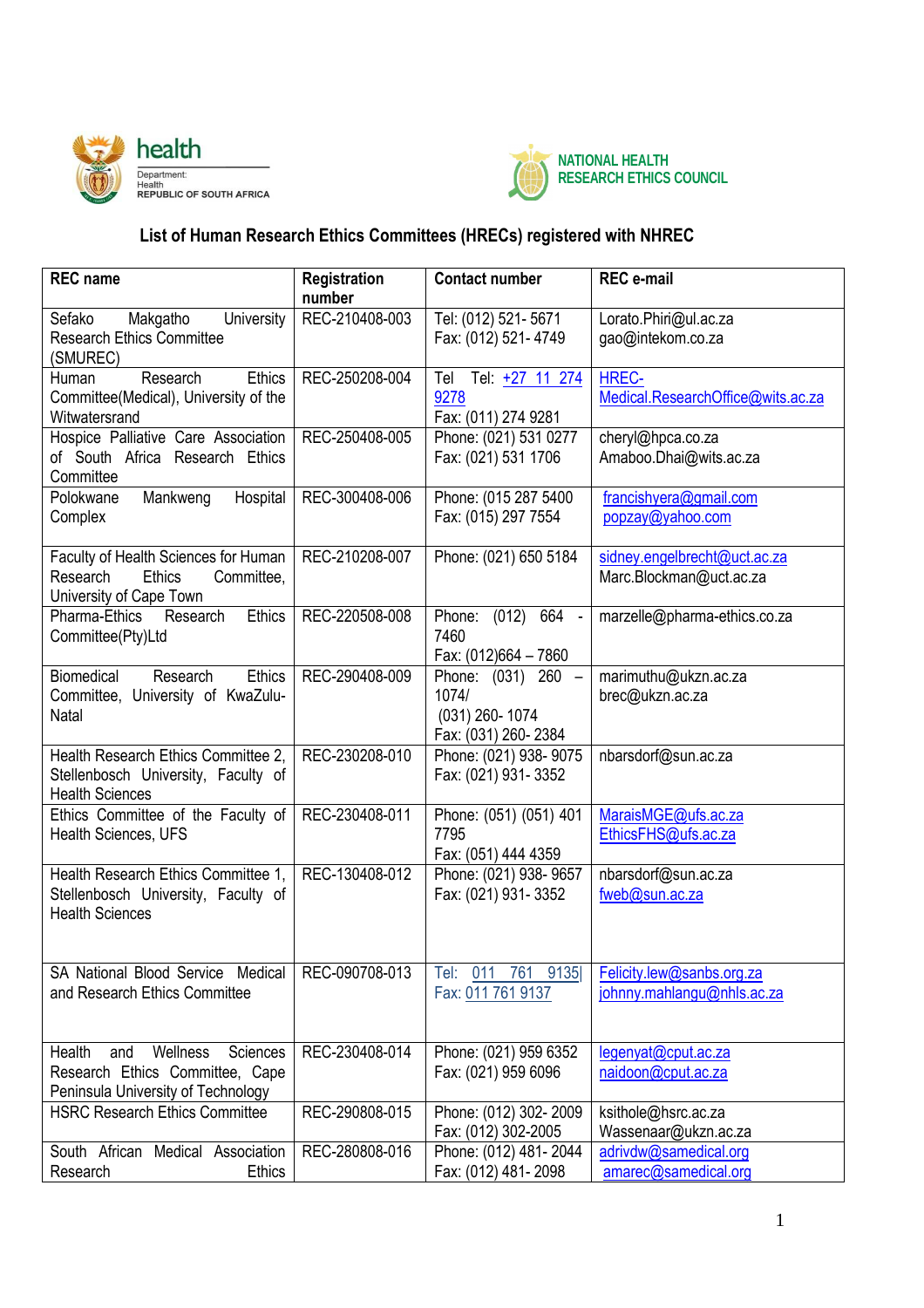health
Department: Health
REPUBLIC OF SOUTH AFRICA

NATIONAL HEALTH RESEARCH ETHICS COUNCIL

## List of Human Research Ethics Committees (HRECs) registered with NHREC

| REC name | Registration number | Contact number | REC e-mail |
|---|---|---|---|
| Sefako Makgatho University Research Ethics Committee (SMUREC) | REC-210408-003 | Tel: (012) 521- 5671<br>Fax: (012) 521- 4749 | Lorato.Phiri@ul.ac.za<br>gao@intekom.co.za |
| Human Research Ethics Committee(Medical), University of the Witwatersrand | REC-250208-004 | Tel Tel: +27 11 274 9278<br>Fax: (011) 274 9281 | HREC-Medical.ResearchOffice@wits.ac.za |
| Hospice Palliative Care Association of South Africa Research Ethics Committee | REC-250408-005 | Phone: (021) 531 0277<br>Fax: (021) 531 1706 | cheryl@hpca.co.za<br>Amaboo.Dhai@wits.ac.za |
| Polokwane Mankweng Hospital Complex | REC-300408-006 | Phone: (015 287 5400<br>Fax: (015) 297 7554 | francishyera@gmail.com<br>popzay@yahoo.com |
| Faculty of Health Sciences for Human Research Ethics Committee, University of Cape Town | REC-210208-007 | Phone: (021) 650 5184 | sidney.engelbrecht@uct.ac.za<br>Marc.Blockman@uct.ac.za |
| Pharma-Ethics Research Ethics Committee(Pty)Ltd | REC-220508-008 | Phone: (012) 664 - 7460<br>Fax: (012)664 – 7860 | marzelle@pharma-ethics.co.za |
| Biomedical Research Ethics Committee, University of KwaZulu-Natal | REC-290408-009 | Phone: (031) 260 – 1074/<br>(031) 260- 1074<br>Fax: (031) 260- 2384 | marimuthu@ukzn.ac.za<br>brec@ukzn.ac.za |
| Health Research Ethics Committee 2, Stellenbosch University, Faculty of Health Sciences | REC-230208-010 | Phone: (021) 938- 9075<br>Fax: (021) 931- 3352 | nbarsdorf@sun.ac.za |
| Ethics Committee of the Faculty of Health Sciences, UFS | REC-230408-011 | Phone: (051) (051) 401 7795<br>Fax: (051) 444 4359 | MaraisMGE@ufs.ac.za<br>EthicsFHS@ufs.ac.za |
| Health Research Ethics Committee 1, Stellenbosch University, Faculty of Health Sciences | REC-130408-012 | Phone: (021) 938- 9657<br>Fax: (021) 931- 3352 | nbarsdorf@sun.ac.za<br>fweb@sun.ac.za |
| SA National Blood Service Medical and Research Ethics Committee | REC-090708-013 | Tel: 011 761 9135\|<br>Fax: 011 761 9137 | Felicity.lew@sanbs.org.za<br>johnny.mahlangu@nhls.ac.za |
| Health and Wellness Sciences Research Ethics Committee, Cape Peninsula University of Technology | REC-230408-014 | Phone: (021) 959 6352<br>Fax: (021) 959 6096 | legenyat@cput.ac.za<br>naidoon@cput.ac.za |
| HSRC Research Ethics Committee | REC-290808-015 | Phone: (012) 302- 2009<br>Fax: (012) 302-2005 | ksithole@hsrc.ac.za<br>Wassenaar@ukzn.ac.za |
| South African Medical Association Research Ethics | REC-280808-016 | Phone: (012) 481- 2044<br>Fax: (012) 481- 2098 | adrivdw@samedical.org<br>amarec@samedical.org |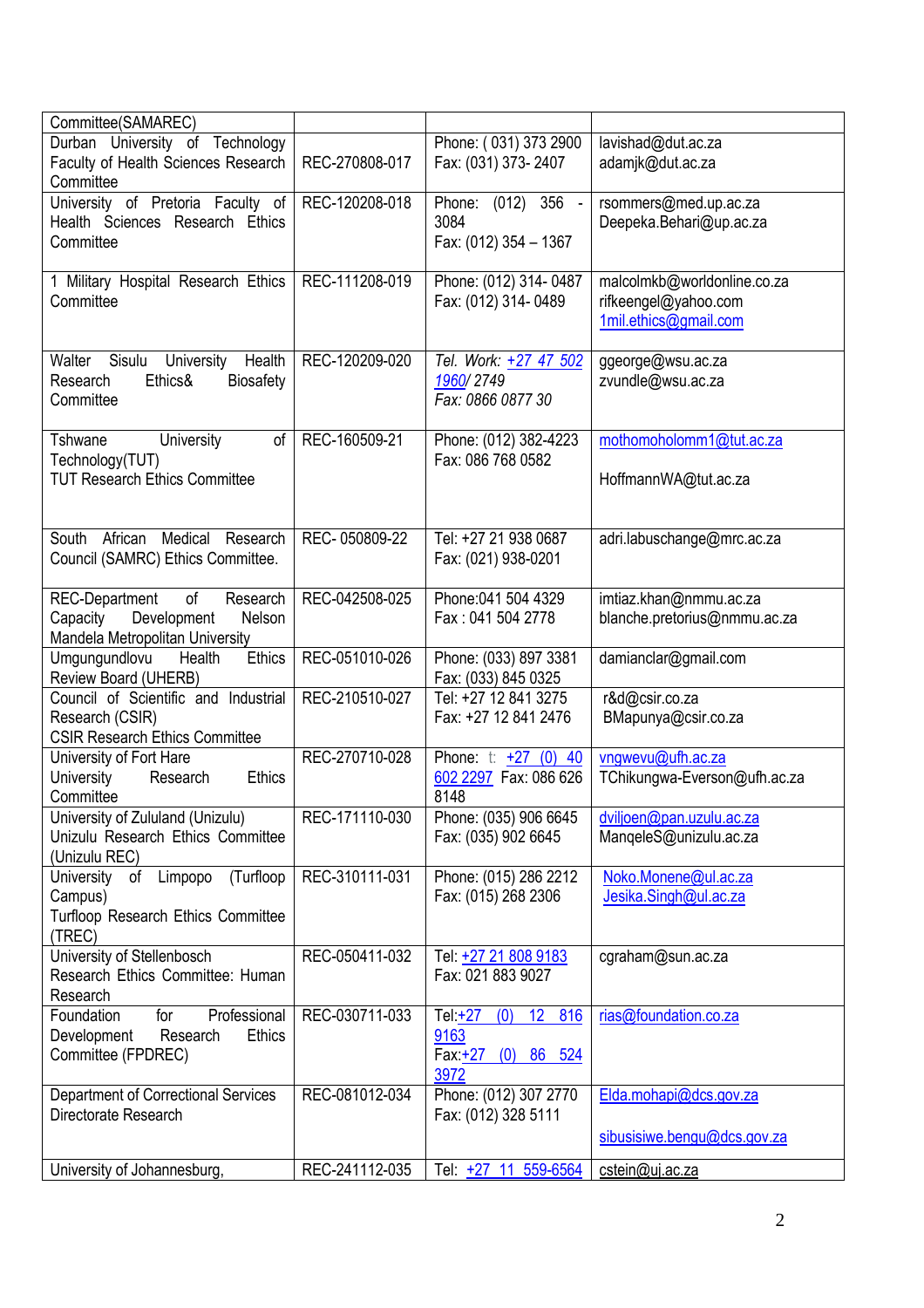| Committee(SAMAREC) | | | |
|---|---|---|---|
| Durban University of Technology Faculty of Health Sciences Research Committee | REC-270808-017 | Phone: ( 031) 373 2900<br>Fax: (031) 373- 2407 | lavishad@dut.ac.za<br>adamjk@dut.ac.za |
| University of Pretoria Faculty of Health Sciences Research Ethics Committee | REC-120208-018 | Phone: (012) 356 - 3084<br>Fax: (012) 354 – 1367 | rsommers@med.up.ac.za<br>Deepeka.Behari@up.ac.za |
| 1 Military Hospital Research Ethics Committee | REC-111208-019 | Phone: (012) 314- 0487<br>Fax: (012) 314- 0489 | malcolmkb@worldonline.co.za<br>rifkeengel@yahoo.com<br>1mil.ethics@gmail.com |
| Walter Sisulu University Health Research Ethics& Biosafety Committee | REC-120209-020 | *Tel. Work: +27 47 502 1960/ 2749*<br>*Fax: 0866 0877 30* | ggeorge@wsu.ac.za<br>zvundle@wsu.ac.za |
| Tshwane University of Technology(TUT)<br>TUT Research Ethics Committee | REC-160509-21 | Phone: (012) 382-4223<br>Fax: 086 768 0582 | mothomoholomm1@tut.ac.za<br><br>HoffmannWA@tut.ac.za |
| South African Medical Research Council (SAMRC) Ethics Committee. | REC- 050809-22 | Tel: +27 21 938 0687<br>Fax: (021) 938-0201 | adri.labuschange@mrc.ac.za |
| REC-Department of Research Capacity Development Nelson Mandela Metropolitan University | REC-042508-025 | Phone:041 504 4329<br>Fax : 041 504 2778 | imtiaz.khan@nmmu.ac.za<br>blanche.pretorius@nmmu.ac.za |
| Umgungundlovu Health Ethics Review Board (UHERB) | REC-051010-026 | Phone: (033) 897 3381<br>Fax: (033) 845 0325 | damianclar@gmail.com |
| Council of Scientific and Industrial Research (CSIR)<br>CSIR Research Ethics Committee | REC-210510-027 | Tel: +27 12 841 3275<br>Fax: +27 12 841 2476 | r&d@csir.co.za<br>BMapunya@csir.co.za |
| University of Fort Hare University Research Ethics Committee | REC-270710-028 | Phone: t: +27 (0) 40 602 2297 Fax: 086 626 8148 | vngwevu@ufh.ac.za<br>TChikungwa-Everson@ufh.ac.za |
| University of Zululand (Unizulu)<br>Unizulu Research Ethics Committee (Unizulu REC) | REC-171110-030 | Phone: (035) 906 6645<br>Fax: (035) 902 6645 | dviljoen@pan.uzulu.ac.za<br>ManqeleS@unizulu.ac.za |
| University of Limpopo (Turfloop Campus)<br>Turfloop Research Ethics Committee (TREC) | REC-310111-031 | Phone: (015) 286 2212<br>Fax: (015) 268 2306 | Noko.Monene@ul.ac.za<br>Jesika.Singh@ul.ac.za |
| University of Stellenbosch Research Ethics Committee: Human Research | REC-050411-032 | Tel: +27 21 808 9183<br>Fax: 021 883 9027 | cgraham@sun.ac.za |
| Foundation for Professional Development Research Ethics Committee (FPDREC) | REC-030711-033 | Tel:+27 (0) 12 816 9163<br>Fax:+27 (0) 86 524 3972 | rias@foundation.co.za |
| Department of Correctional Services Directorate Research | REC-081012-034 | Phone: (012) 307 2770<br>Fax: (012) 328 5111 | Elda.mohapi@dcs.gov.za<br><br>sibusisiwe.bengu@dcs.gov.za |
| University of Johannesburg, | REC-241112-035 | Tel: +27 11 559-6564 | cstein@uj.ac.za |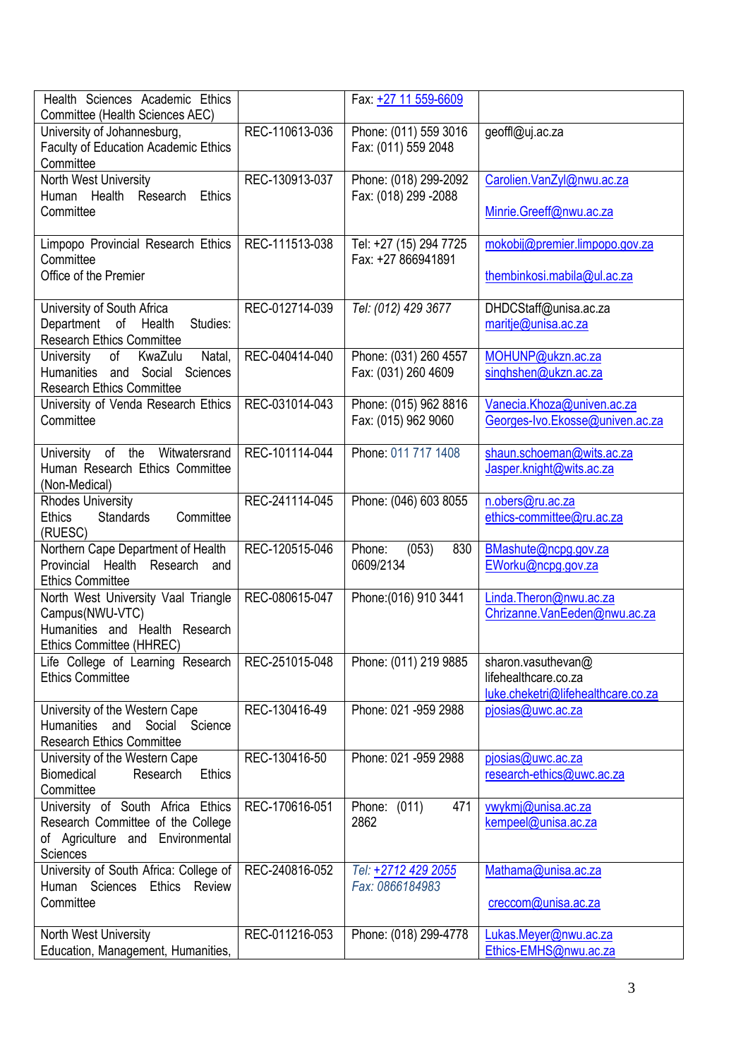| | | | |
|---|---|---|---|
| Health Sciences Academic Ethics Committee (Health Sciences AEC) | | Fax: +27 11 559-6609 | |
| University of Johannesburg, Faculty of Education Academic Ethics Committee | REC-110613-036 | Phone: (011) 559 3016<br>Fax: (011) 559 2048 | geoffl@uj.ac.za |
| North West University Human Health Research Ethics Committee | REC-130913-037 | Phone: (018) 299-2092<br>Fax: (018) 299 -2088 | Carolien.VanZyl@nwu.ac.za<br><br>Minrie.Greeff@nwu.ac.za |
| Limpopo Provincial Research Ethics Committee<br>Office of the Premier | REC-111513-038 | Tel: +27 (15) 294 7725<br>Fax: +27 866941891 | mokobij@premier.limpopo.gov.za<br><br>thembinkosi.mabila@ul.ac.za |
| University of South Africa Department of Health Studies: Research Ethics Committee | REC-012714-039 | *Tel: (012) 429 3677* | DHDCStaff@unisa.ac.za<br>maritje@unisa.ac.za |
| University of KwaZulu Natal, Humanities and Social Sciences Research Ethics Committee | REC-040414-040 | Phone: (031) 260 4557<br>Fax: (031) 260 4609 | MOHUNP@ukzn.ac.za<br>singhshen@ukzn.ac.za |
| University of Venda Research Ethics Committee | REC-031014-043 | Phone: (015) 962 8816<br>Fax: (015) 962 9060 | Vanecia.Khoza@univen.ac.za<br>Georges-Ivo.Ekosse@univen.ac.za |
| University of the Witwatersrand Human Research Ethics Committee (Non-Medical) | REC-101114-044 | Phone: 011 717 1408 | shaun.schoeman@wits.ac.za<br>Jasper.knight@wits.ac.za |
| Rhodes University Ethics Standards Committee (RUESC) | REC-241114-045 | Phone: (046) 603 8055 | n.obers@ru.ac.za<br>ethics-committee@ru.ac.za |
| Northern Cape Department of Health Provincial Health Research and Ethics Committee | REC-120515-046 | Phone: (053) 830 0609/2134 | BMashute@ncpg.gov.za<br>EWorku@ncpg.gov.za |
| North West University Vaal Triangle Campus(NWU-VTC)<br>Humanities and Health Research Ethics Committee (HHREC) | REC-080615-047 | Phone:(016) 910 3441 | Linda.Theron@nwu.ac.za<br>Chrizanne.VanEeden@nwu.ac.za |
| Life College of Learning Research Ethics Committee | REC-251015-048 | Phone: (011) 219 9885 | sharon.vasuthevan@ lifehealthcare.co.za<br>luke.cheketri@lifehealthcare.co.za |
| University of the Western Cape Humanities and Social Science Research Ethics Committee | REC-130416-49 | Phone: 021 -959 2988 | pjosias@uwc.ac.za |
| University of the Western Cape Biomedical Research Ethics Committee | REC-130416-50 | Phone: 021 -959 2988 | pjosias@uwc.ac.za<br>research-ethics@uwc.ac.za |
| University of South Africa Ethics Research Committee of the College of Agriculture and Environmental Sciences | REC-170616-051 | Phone: (011) 471 2862 | vwykmj@unisa.ac.za<br>kempeel@unisa.ac.za |
| University of South Africa: College of Human Sciences Ethics Review Committee | REC-240816-052 | *Tel: +2712 429 2055*<br>*Fax: 0866184983* | Mathama@unisa.ac.za<br><br>creccom@unisa.ac.za |
| North West University<br>Education, Management, Humanities, | REC-011216-053 | Phone: (018) 299-4778 | Lukas.Meyer@nwu.ac.za<br>Ethics-EMHS@nwu.ac.za |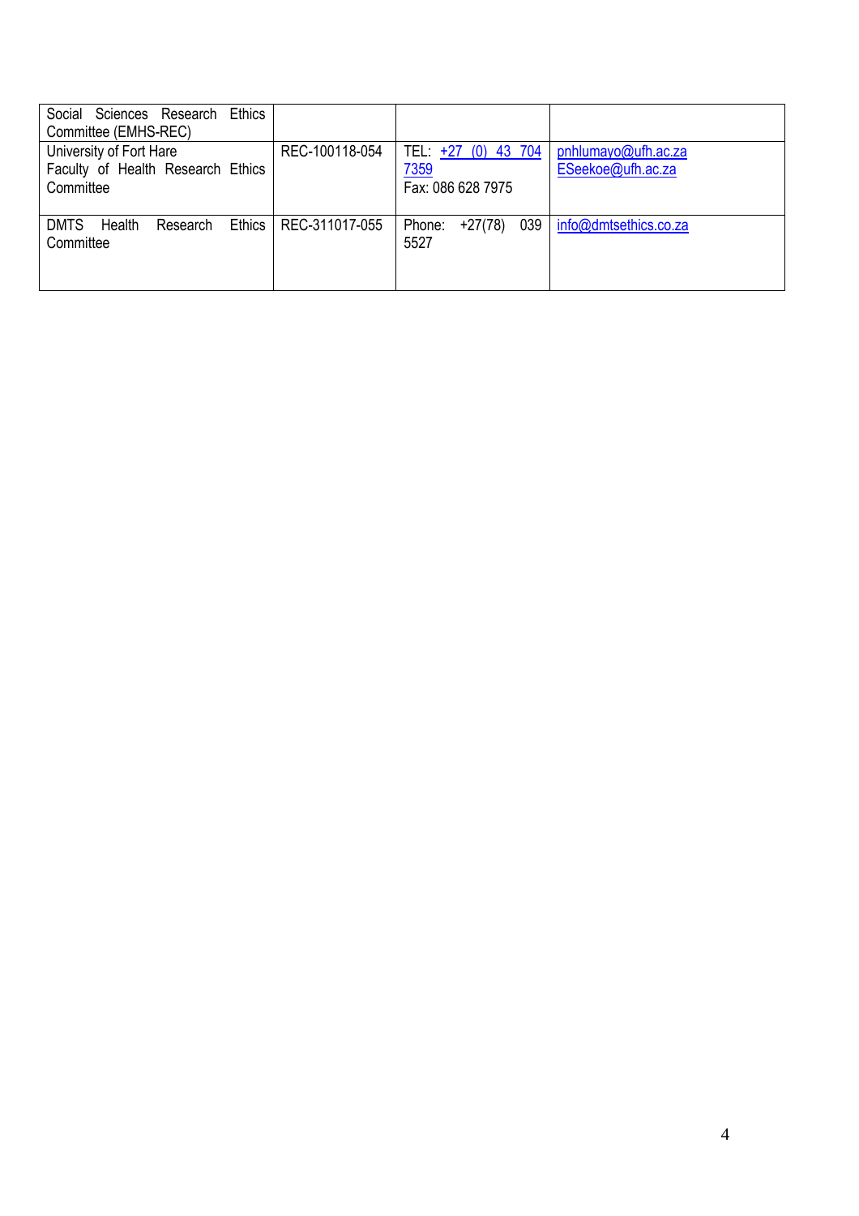| | | | |
|---|---|---|---|
| Social Sciences Research Ethics Committee (EMHS-REC) | | | |
| University of Fort Hare Faculty of Health Research Ethics Committee | REC-100118-054 | TEL: +27 (0) 43 704 7359<br>Fax: 086 628 7975 | pnhlumayo@ufh.ac.za<br>ESeekoe@ufh.ac.za |
| DMTS Health Research Ethics Committee | REC-311017-055 | Phone: +27(78) 039 5527 | info@dmtsethics.co.za |